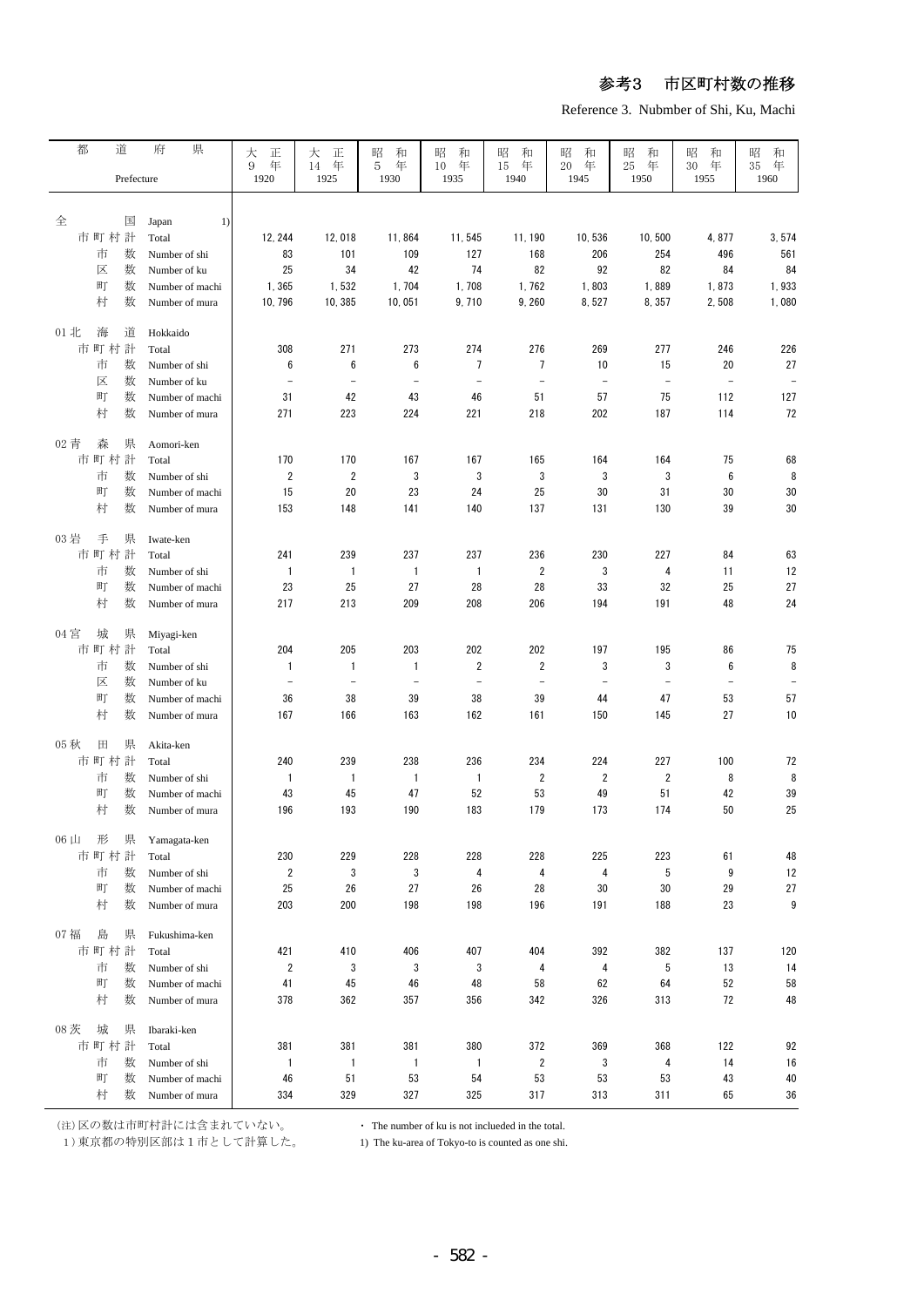# 参考3　市区町村数の推移

Reference 3. Nubmber of Shi, Ku, Machi

| 都道府県 Prefecture | | 大正9年 1920 | 大正14年 1925 | 昭和5年 1930 | 昭和10年 1935 | 昭和15年 1940 | 昭和20年 1945 | 昭和25年 1950 | 昭和30年 1955 | 昭和35年 1960 |
|---|---|---|---|---|---|---|---|---|---|---|
| 全国 | Japan 1) | | | | | | | | | |
| 市町村計 | Total | 12, 244 | 12, 018 | 11, 864 | 11, 545 | 11, 190 | 10, 536 | 10, 500 | 4, 877 | 3, 574 |
| 市数 | Number of shi | 83 | 101 | 109 | 127 | 168 | 206 | 254 | 496 | 561 |
| 区数 | Number of ku | 25 | 34 | 42 | 74 | 82 | 92 | 82 | 84 | 84 |
| 町数 | Number of machi | 1, 365 | 1, 532 | 1, 704 | 1, 708 | 1, 762 | 1, 803 | 1, 889 | 1, 873 | 1, 933 |
| 村数 | Number of mura | 10, 796 | 10, 385 | 10, 051 | 9, 710 | 9, 260 | 8, 527 | 8, 357 | 2, 508 | 1, 080 |
| 01 北海道 | Hokkaido | | | | | | | | | |
| 市町村計 | Total | 308 | 271 | 273 | 274 | 276 | 269 | 277 | 246 | 226 |
| 市数 | Number of shi | 6 | 6 | 6 | 7 | 7 | 10 | 15 | 20 | 27 |
| 区数 | Number of ku | − | − | − | − | − | − | − | − | − |
| 町数 | Number of machi | 31 | 42 | 43 | 46 | 51 | 57 | 75 | 112 | 127 |
| 村数 | Number of mura | 271 | 223 | 224 | 221 | 218 | 202 | 187 | 114 | 72 |
| 02 青森県 | Aomori-ken | | | | | | | | | |
| 市町村計 | Total | 170 | 170 | 167 | 167 | 165 | 164 | 164 | 75 | 68 |
| 市数 | Number of shi | 2 | 2 | 3 | 3 | 3 | 3 | 3 | 6 | 8 |
| 町数 | Number of machi | 15 | 20 | 23 | 24 | 25 | 30 | 31 | 30 | 30 |
| 村数 | Number of mura | 153 | 148 | 141 | 140 | 137 | 131 | 130 | 39 | 30 |
| 03 岩手県 | Iwate-ken | | | | | | | | | |
| 市町村計 | Total | 241 | 239 | 237 | 237 | 236 | 230 | 227 | 84 | 63 |
| 市数 | Number of shi | 1 | 1 | 1 | 1 | 2 | 3 | 4 | 11 | 12 |
| 町数 | Number of machi | 23 | 25 | 27 | 28 | 28 | 33 | 32 | 25 | 27 |
| 村数 | Number of mura | 217 | 213 | 209 | 208 | 206 | 194 | 191 | 48 | 24 |
| 04 宮城県 | Miyagi-ken | | | | | | | | | |
| 市町村計 | Total | 204 | 205 | 203 | 202 | 202 | 197 | 195 | 86 | 75 |
| 市数 | Number of shi | 1 | 1 | 1 | 2 | 2 | 3 | 3 | 6 | 8 |
| 区数 | Number of ku | − | − | − | − | − | − | − | − | − |
| 町数 | Number of machi | 36 | 38 | 39 | 38 | 39 | 44 | 47 | 53 | 57 |
| 村数 | Number of mura | 167 | 166 | 163 | 162 | 161 | 150 | 145 | 27 | 10 |
| 05 秋田県 | Akita-ken | | | | | | | | | |
| 市町村計 | Total | 240 | 239 | 238 | 236 | 234 | 224 | 227 | 100 | 72 |
| 市数 | Number of shi | 1 | 1 | 1 | 1 | 2 | 2 | 2 | 8 | 8 |
| 町数 | Number of machi | 43 | 45 | 47 | 52 | 53 | 49 | 51 | 42 | 39 |
| 村数 | Number of mura | 196 | 193 | 190 | 183 | 179 | 173 | 174 | 50 | 25 |
| 06 山形県 | Yamagata-ken | | | | | | | | | |
| 市町村計 | Total | 230 | 229 | 228 | 228 | 228 | 225 | 223 | 61 | 48 |
| 市数 | Number of shi | 2 | 3 | 3 | 4 | 4 | 4 | 5 | 9 | 12 |
| 町数 | Number of machi | 25 | 26 | 27 | 26 | 28 | 30 | 30 | 29 | 27 |
| 村数 | Number of mura | 203 | 200 | 198 | 198 | 196 | 191 | 188 | 23 | 9 |
| 07 福島県 | Fukushima-ken | | | | | | | | | |
| 市町村計 | Total | 421 | 410 | 406 | 407 | 404 | 392 | 382 | 137 | 120 |
| 市数 | Number of shi | 2 | 3 | 3 | 3 | 4 | 4 | 5 | 13 | 14 |
| 町数 | Number of machi | 41 | 45 | 46 | 48 | 58 | 62 | 64 | 52 | 58 |
| 村数 | Number of mura | 378 | 362 | 357 | 356 | 342 | 326 | 313 | 72 | 48 |
| 08 茨城県 | Ibaraki-ken | | | | | | | | | |
| 市町村計 | Total | 381 | 381 | 381 | 380 | 372 | 369 | 368 | 122 | 92 |
| 市数 | Number of shi | 1 | 1 | 1 | 1 | 2 | 3 | 4 | 14 | 16 |
| 町数 | Number of machi | 46 | 51 | 53 | 54 | 53 | 53 | 53 | 43 | 40 |
| 村数 | Number of mura | 334 | 329 | 327 | 325 | 317 | 313 | 311 | 65 | 36 |

(注) 区の数は市町村計には含まれていない。
1) 東京都の特別区部は1市として計算した。

・ The number of ku is not inclueded in the total.
1) The ku-area of Tokyo-to is counted as one shi.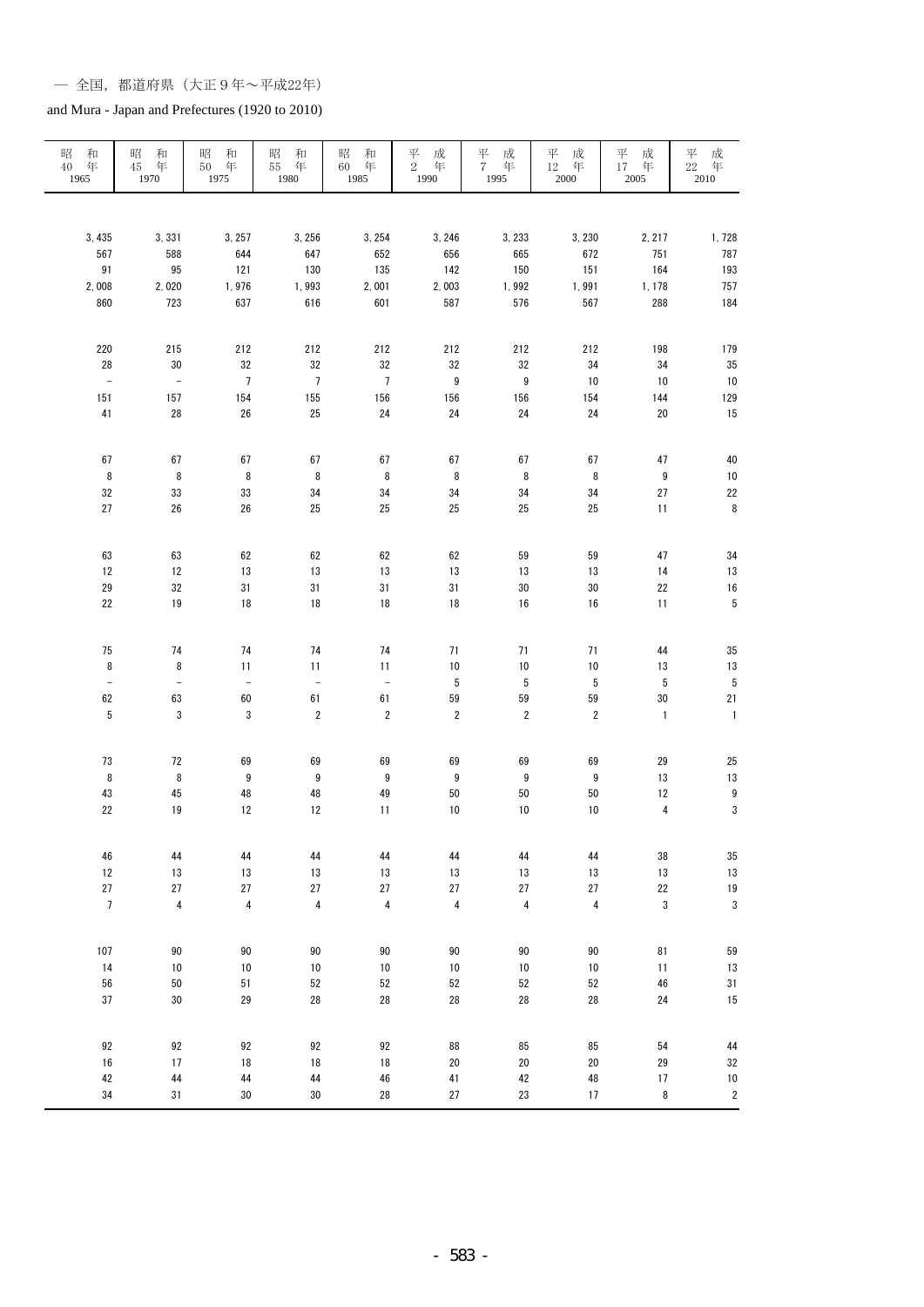— 全国，都道府県（大正９年～平成22年）

and Mura - Japan and Prefectures (1920 to 2010)

| 昭和40年 1965 | 昭和45年 1970 | 昭和50年 1975 | 昭和55年 1980 | 昭和60年 1985 | 平成2年 1990 | 平成7年 1995 | 平成12年 2000 | 平成17年 2005 | 平成22年 2010 |
|---|---|---|---|---|---|---|---|---|---|
| 3, 435 | 3, 331 | 3, 257 | 3, 256 | 3, 254 | 3, 246 | 3, 233 | 3, 230 | 2, 217 | 1, 728 |
| 567 | 588 | 644 | 647 | 652 | 656 | 665 | 672 | 751 | 787 |
| 91 | 95 | 121 | 130 | 135 | 142 | 150 | 151 | 164 | 193 |
| 2, 008 | 2, 020 | 1, 976 | 1, 993 | 2, 001 | 2, 003 | 1, 992 | 1, 991 | 1, 178 | 757 |
| 860 | 723 | 637 | 616 | 601 | 587 | 576 | 567 | 288 | 184 |
| | | | | | | | | | |
| 220 | 215 | 212 | 212 | 212 | 212 | 212 | 212 | 198 | 179 |
| 28 | 30 | 32 | 32 | 32 | 32 | 32 | 34 | 34 | 35 |
| － | － | 7 | 7 | 7 | 9 | 9 | 10 | 10 | 10 |
| 151 | 157 | 154 | 155 | 156 | 156 | 156 | 154 | 144 | 129 |
| 41 | 28 | 26 | 25 | 24 | 24 | 24 | 24 | 20 | 15 |
| | | | | | | | | | |
| 67 | 67 | 67 | 67 | 67 | 67 | 67 | 67 | 47 | 40 |
| 8 | 8 | 8 | 8 | 8 | 8 | 8 | 8 | 9 | 10 |
| 32 | 33 | 33 | 34 | 34 | 34 | 34 | 34 | 27 | 22 |
| 27 | 26 | 26 | 25 | 25 | 25 | 25 | 25 | 11 | 8 |
| | | | | | | | | | |
| 63 | 63 | 62 | 62 | 62 | 62 | 59 | 59 | 47 | 34 |
| 12 | 12 | 13 | 13 | 13 | 13 | 13 | 13 | 14 | 13 |
| 29 | 32 | 31 | 31 | 31 | 31 | 30 | 30 | 22 | 16 |
| 22 | 19 | 18 | 18 | 18 | 18 | 16 | 16 | 11 | 5 |
| | | | | | | | | | |
| 75 | 74 | 74 | 74 | 74 | 71 | 71 | 71 | 44 | 35 |
| 8 | 8 | 11 | 11 | 11 | 10 | 10 | 10 | 13 | 13 |
| － | － | － | － | － | 5 | 5 | 5 | 5 | 5 |
| 62 | 63 | 60 | 61 | 61 | 59 | 59 | 59 | 30 | 21 |
| 5 | 3 | 3 | 2 | 2 | 2 | 2 | 2 | 1 | 1 |
| | | | | | | | | | |
| 73 | 72 | 69 | 69 | 69 | 69 | 69 | 69 | 29 | 25 |
| 8 | 8 | 9 | 9 | 9 | 9 | 9 | 9 | 13 | 13 |
| 43 | 45 | 48 | 48 | 49 | 50 | 50 | 50 | 12 | 9 |
| 22 | 19 | 12 | 12 | 11 | 10 | 10 | 10 | 4 | 3 |
| | | | | | | | | | |
| 46 | 44 | 44 | 44 | 44 | 44 | 44 | 44 | 38 | 35 |
| 12 | 13 | 13 | 13 | 13 | 13 | 13 | 13 | 13 | 13 |
| 27 | 27 | 27 | 27 | 27 | 27 | 27 | 27 | 22 | 19 |
| 7 | 4 | 4 | 4 | 4 | 4 | 4 | 4 | 3 | 3 |
| | | | | | | | | | |
| 107 | 90 | 90 | 90 | 90 | 90 | 90 | 90 | 81 | 59 |
| 14 | 10 | 10 | 10 | 10 | 10 | 10 | 10 | 11 | 13 |
| 56 | 50 | 51 | 52 | 52 | 52 | 52 | 52 | 46 | 31 |
| 37 | 30 | 29 | 28 | 28 | 28 | 28 | 28 | 24 | 15 |
| | | | | | | | | | |
| 92 | 92 | 92 | 92 | 92 | 88 | 85 | 85 | 54 | 44 |
| 16 | 17 | 18 | 18 | 18 | 20 | 20 | 20 | 29 | 32 |
| 42 | 44 | 44 | 44 | 46 | 41 | 42 | 48 | 17 | 10 |
| 34 | 31 | 30 | 30 | 28 | 27 | 23 | 17 | 8 | 2 |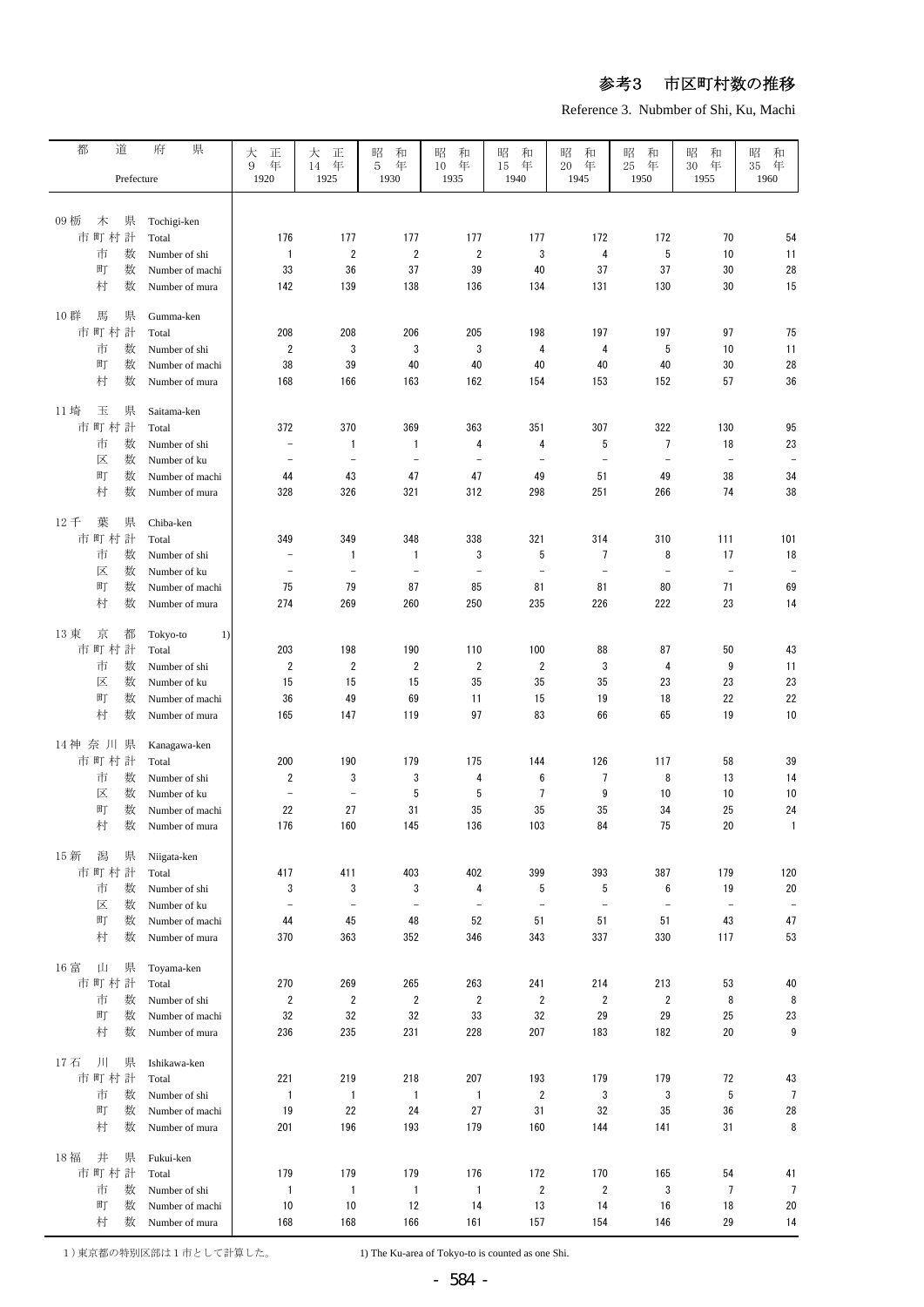# 参考3　市区町村数の推移

Reference 3. Nubmber of Shi, Ku, Machi

| 都道府県 Prefecture | | 大正9年 1920 | 大正14年 1925 | 昭和5年 1930 | 昭和10年 1935 | 昭和15年 1940 | 昭和20年 1945 | 昭和25年 1950 | 昭和30年 1955 | 昭和35年 1960 |
|---|---|---|---|---|---|---|---|---|---|---|
| 09 栃木県 | Tochigi-ken | | | | | | | | | |
| 市町村計 | Total | 176 | 177 | 177 | 177 | 177 | 172 | 172 | 70 | 54 |
| 市数 | Number of shi | 1 | 2 | 2 | 2 | 3 | 4 | 5 | 10 | 11 |
| 町数 | Number of machi | 33 | 36 | 37 | 39 | 40 | 37 | 37 | 30 | 28 |
| 村数 | Number of mura | 142 | 139 | 138 | 136 | 134 | 131 | 130 | 30 | 15 |
| 10 群馬県 | Gumma-ken | | | | | | | | | |
| 市町村計 | Total | 208 | 208 | 206 | 205 | 198 | 197 | 197 | 97 | 75 |
| 市数 | Number of shi | 2 | 3 | 3 | 3 | 4 | 4 | 5 | 10 | 11 |
| 町数 | Number of machi | 38 | 39 | 40 | 40 | 40 | 40 | 40 | 30 | 28 |
| 村数 | Number of mura | 168 | 166 | 163 | 162 | 154 | 153 | 152 | 57 | 36 |
| 11 埼玉県 | Saitama-ken | | | | | | | | | |
| 市町村計 | Total | 372 | 370 | 369 | 363 | 351 | 307 | 322 | 130 | 95 |
| 市数 | Number of shi | − | 1 | 1 | 4 | 4 | 5 | 7 | 18 | 23 |
| 区数 | Number of ku | − | − | − | − | − | − | − | − | − |
| 町数 | Number of machi | 44 | 43 | 47 | 47 | 49 | 51 | 49 | 38 | 34 |
| 村数 | Number of mura | 328 | 326 | 321 | 312 | 298 | 251 | 266 | 74 | 38 |
| 12 千葉県 | Chiba-ken | | | | | | | | | |
| 市町村計 | Total | 349 | 349 | 348 | 338 | 321 | 314 | 310 | 111 | 101 |
| 市数 | Number of shi | − | 1 | 1 | 3 | 5 | 7 | 8 | 17 | 18 |
| 区数 | Number of ku | − | − | − | − | − | − | − | − | − |
| 町数 | Number of machi | 75 | 79 | 87 | 85 | 81 | 81 | 80 | 71 | 69 |
| 村数 | Number of mura | 274 | 269 | 260 | 250 | 235 | 226 | 222 | 23 | 14 |
| 13 東京都 | Tokyo-to 1) | | | | | | | | | |
| 市町村計 | Total | 203 | 198 | 190 | 110 | 100 | 88 | 87 | 50 | 43 |
| 市数 | Number of shi | 2 | 2 | 2 | 2 | 2 | 3 | 4 | 9 | 11 |
| 区数 | Number of ku | 15 | 15 | 15 | 35 | 35 | 35 | 23 | 23 | 23 |
| 町数 | Number of machi | 36 | 49 | 69 | 11 | 15 | 19 | 18 | 22 | 22 |
| 村数 | Number of mura | 165 | 147 | 119 | 97 | 83 | 66 | 65 | 19 | 10 |
| 14 神奈川県 | Kanagawa-ken | | | | | | | | | |
| 市町村計 | Total | 200 | 190 | 179 | 175 | 144 | 126 | 117 | 58 | 39 |
| 市数 | Number of shi | 2 | 3 | 3 | 4 | 6 | 7 | 8 | 13 | 14 |
| 区数 | Number of ku | − | − | 5 | 5 | 7 | 9 | 10 | 10 | 10 |
| 町数 | Number of machi | 22 | 27 | 31 | 35 | 35 | 35 | 34 | 25 | 24 |
| 村数 | Number of mura | 176 | 160 | 145 | 136 | 103 | 84 | 75 | 20 | 1 |
| 15 新潟県 | Niigata-ken | | | | | | | | | |
| 市町村計 | Total | 417 | 411 | 403 | 402 | 399 | 393 | 387 | 179 | 120 |
| 市数 | Number of shi | 3 | 3 | 3 | 4 | 5 | 5 | 6 | 19 | 20 |
| 区数 | Number of ku | − | − | − | − | − | − | − | − | − |
| 町数 | Number of machi | 44 | 45 | 48 | 52 | 51 | 51 | 51 | 43 | 47 |
| 村数 | Number of mura | 370 | 363 | 352 | 346 | 343 | 337 | 330 | 117 | 53 |
| 16 富山県 | Toyama-ken | | | | | | | | | |
| 市町村計 | Total | 270 | 269 | 265 | 263 | 241 | 214 | 213 | 53 | 40 |
| 市数 | Number of shi | 2 | 2 | 2 | 2 | 2 | 2 | 2 | 8 | 8 |
| 町数 | Number of machi | 32 | 32 | 32 | 33 | 32 | 29 | 29 | 25 | 23 |
| 村数 | Number of mura | 236 | 235 | 231 | 228 | 207 | 183 | 182 | 20 | 9 |
| 17 石川県 | Ishikawa-ken | | | | | | | | | |
| 市町村計 | Total | 221 | 219 | 218 | 207 | 193 | 179 | 179 | 72 | 43 |
| 市数 | Number of shi | 1 | 1 | 1 | 1 | 2 | 3 | 3 | 5 | 7 |
| 町数 | Number of machi | 19 | 22 | 24 | 27 | 31 | 32 | 35 | 36 | 28 |
| 村数 | Number of mura | 201 | 196 | 193 | 179 | 160 | 144 | 141 | 31 | 8 |
| 18 福井県 | Fukui-ken | | | | | | | | | |
| 市町村計 | Total | 179 | 179 | 179 | 176 | 172 | 170 | 165 | 54 | 41 |
| 市数 | Number of shi | 1 | 1 | 1 | 1 | 2 | 2 | 3 | 7 | 7 |
| 町数 | Number of machi | 10 | 10 | 12 | 14 | 13 | 14 | 16 | 18 | 20 |
| 村数 | Number of mura | 168 | 168 | 166 | 161 | 157 | 154 | 146 | 29 | 14 |

1）東京都の特別区部は１市として計算した。　　1) The Ku-area of Tokyo-to is counted as one Shi.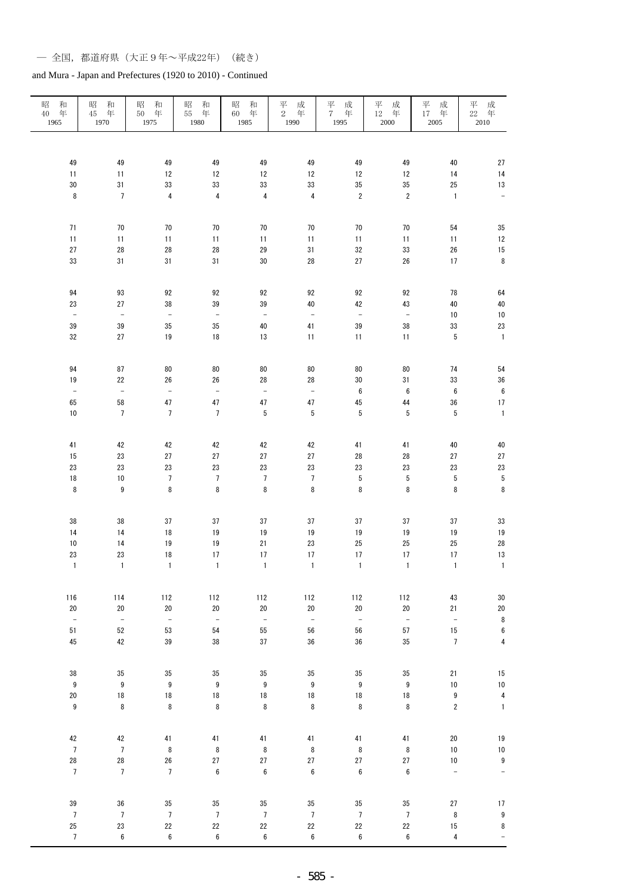— 全国，都道府県（大正９年～平成22年）（続き）

and Mura - Japan and Prefectures (1920 to 2010) - Continued

| 昭和40年 1965 | 昭和45年 1970 | 昭和50年 1975 | 昭和55年 1980 | 昭和60年 1985 | 平成2年 1990 | 平成7年 1995 | 平成12年 2000 | 平成17年 2005 | 平成22年 2010 |
|---|---|---|---|---|---|---|---|---|---|
| 49 | 49 | 49 | 49 | 49 | 49 | 49 | 49 | 40 | 27 |
| 11 | 11 | 12 | 12 | 12 | 12 | 12 | 12 | 14 | 14 |
| 30 | 31 | 33 | 33 | 33 | 33 | 35 | 35 | 25 | 13 |
| 8 | 7 | 4 | 4 | 4 | 4 | 2 | 2 | 1 | － |
| | | | | | | | | | |
| 71 | 70 | 70 | 70 | 70 | 70 | 70 | 70 | 54 | 35 |
| 11 | 11 | 11 | 11 | 11 | 11 | 11 | 11 | 11 | 12 |
| 27 | 28 | 28 | 28 | 29 | 31 | 32 | 33 | 26 | 15 |
| 33 | 31 | 31 | 31 | 30 | 28 | 27 | 26 | 17 | 8 |
| | | | | | | | | | |
| 94 | 93 | 92 | 92 | 92 | 92 | 92 | 92 | 78 | 64 |
| 23 | 27 | 38 | 39 | 39 | 40 | 42 | 43 | 40 | 40 |
| － | － | － | － | － | － | － | － | 10 | 10 |
| 39 | 39 | 35 | 35 | 40 | 41 | 39 | 38 | 33 | 23 |
| 32 | 27 | 19 | 18 | 13 | 11 | 11 | 11 | 5 | 1 |
| | | | | | | | | | |
| 94 | 87 | 80 | 80 | 80 | 80 | 80 | 80 | 74 | 54 |
| 19 | 22 | 26 | 26 | 28 | 28 | 30 | 31 | 33 | 36 |
| － | － | － | － | － | － | 6 | 6 | 6 | 6 |
| 65 | 58 | 47 | 47 | 47 | 47 | 45 | 44 | 36 | 17 |
| 10 | 7 | 7 | 7 | 5 | 5 | 5 | 5 | 5 | 1 |
| | | | | | | | | | |
| 41 | 42 | 42 | 42 | 42 | 42 | 41 | 41 | 40 | 40 |
| 15 | 23 | 27 | 27 | 27 | 27 | 28 | 28 | 27 | 27 |
| 23 | 23 | 23 | 23 | 23 | 23 | 23 | 23 | 23 | 23 |
| 18 | 10 | 7 | 7 | 7 | 7 | 5 | 5 | 5 | 5 |
| 8 | 9 | 8 | 8 | 8 | 8 | 8 | 8 | 8 | 8 |
| | | | | | | | | | |
| 38 | 38 | 37 | 37 | 37 | 37 | 37 | 37 | 37 | 33 |
| 14 | 14 | 18 | 19 | 19 | 19 | 19 | 19 | 19 | 19 |
| 10 | 14 | 19 | 19 | 21 | 23 | 25 | 25 | 25 | 28 |
| 23 | 23 | 18 | 17 | 17 | 17 | 17 | 17 | 17 | 13 |
| 1 | 1 | 1 | 1 | 1 | 1 | 1 | 1 | 1 | 1 |
| | | | | | | | | | |
| 116 | 114 | 112 | 112 | 112 | 112 | 112 | 112 | 43 | 30 |
| 20 | 20 | 20 | 20 | 20 | 20 | 20 | 20 | 21 | 20 |
| － | － | － | － | － | － | － | － | － | 8 |
| 51 | 52 | 53 | 54 | 55 | 56 | 56 | 57 | 15 | 6 |
| 45 | 42 | 39 | 38 | 37 | 36 | 36 | 35 | 7 | 4 |
| | | | | | | | | | |
| 38 | 35 | 35 | 35 | 35 | 35 | 35 | 35 | 21 | 15 |
| 9 | 9 | 9 | 9 | 9 | 9 | 9 | 9 | 10 | 10 |
| 20 | 18 | 18 | 18 | 18 | 18 | 18 | 18 | 9 | 4 |
| 9 | 8 | 8 | 8 | 8 | 8 | 8 | 8 | 2 | 1 |
| | | | | | | | | | |
| 42 | 42 | 41 | 41 | 41 | 41 | 41 | 41 | 20 | 19 |
| 7 | 7 | 8 | 8 | 8 | 8 | 8 | 8 | 10 | 10 |
| 28 | 28 | 26 | 27 | 27 | 27 | 27 | 27 | 10 | 9 |
| 7 | 7 | 7 | 6 | 6 | 6 | 6 | 6 | － | － |
| | | | | | | | | | |
| 39 | 36 | 35 | 35 | 35 | 35 | 35 | 35 | 27 | 17 |
| 7 | 7 | 7 | 7 | 7 | 7 | 7 | 7 | 8 | 9 |
| 25 | 23 | 22 | 22 | 22 | 22 | 22 | 22 | 15 | 8 |
| 7 | 6 | 6 | 6 | 6 | 6 | 6 | 6 | 4 | － |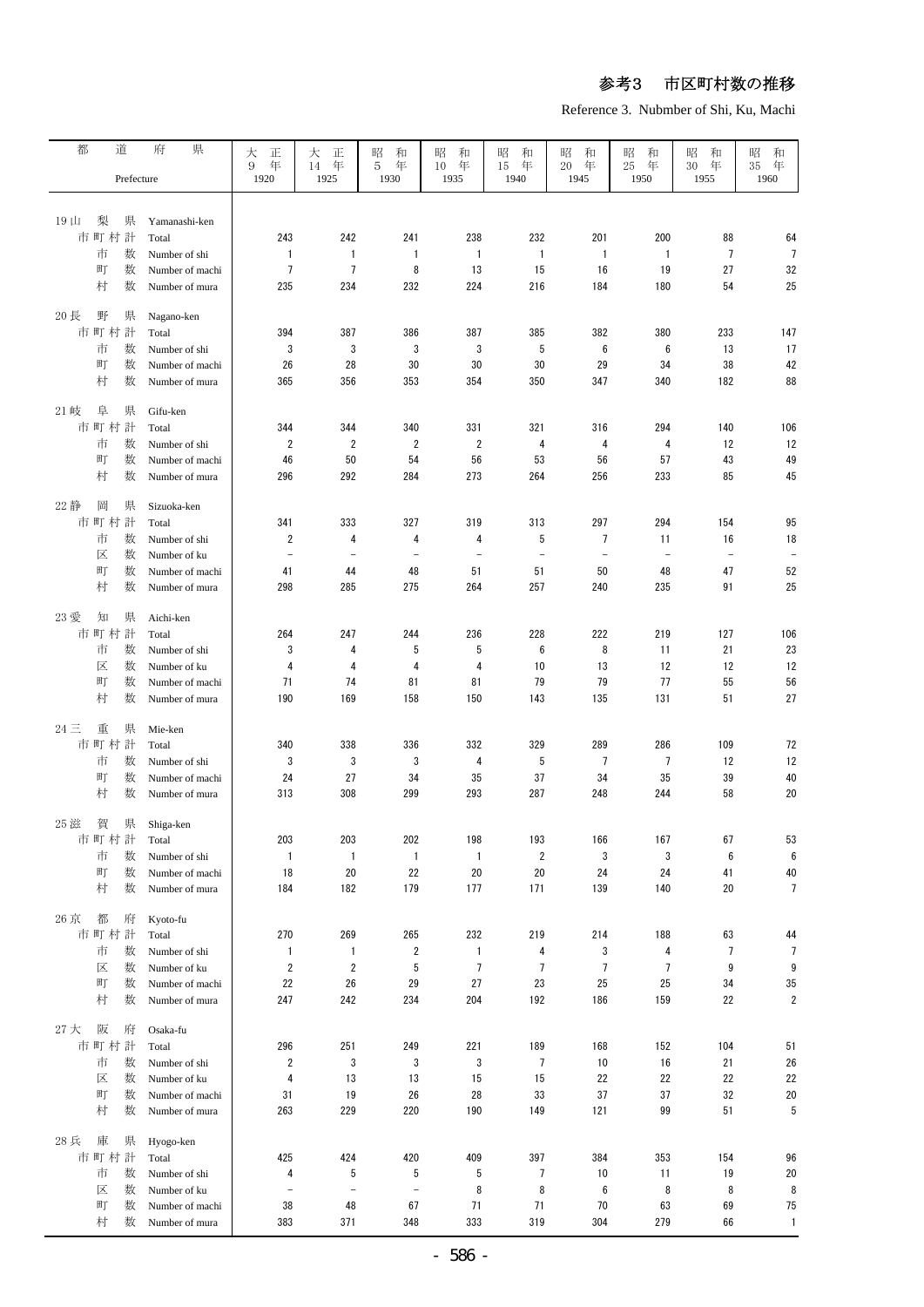# 参考3 市区町村数の推移

Reference 3. Nubmber of Shi, Ku, Machi

| 都道府県 Prefecture | | 大正9年 1920 | 大正14年 1925 | 昭和5年 1930 | 昭和10年 1935 | 昭和15年 1940 | 昭和20年 1945 | 昭和25年 1950 | 昭和30年 1955 | 昭和35年 1960 |
|---|---|---|---|---|---|---|---|---|---|---|
| 19 山梨県 | Yamanashi-ken | | | | | | | | | |
| 市町村計 | Total | 243 | 242 | 241 | 238 | 232 | 201 | 200 | 88 | 64 |
| 市数 | Number of shi | 1 | 1 | 1 | 1 | 1 | 1 | 1 | 7 | 7 |
| 町数 | Number of machi | 7 | 7 | 8 | 13 | 15 | 16 | 19 | 27 | 32 |
| 村数 | Number of mura | 235 | 234 | 232 | 224 | 216 | 184 | 180 | 54 | 25 |
| 20 長野県 | Nagano-ken | | | | | | | | | |
| 市町村計 | Total | 394 | 387 | 386 | 387 | 385 | 382 | 380 | 233 | 147 |
| 市数 | Number of shi | 3 | 3 | 3 | 3 | 5 | 6 | 6 | 13 | 17 |
| 町数 | Number of machi | 26 | 28 | 30 | 30 | 30 | 29 | 34 | 38 | 42 |
| 村数 | Number of mura | 365 | 356 | 353 | 354 | 350 | 347 | 340 | 182 | 88 |
| 21 岐阜県 | Gifu-ken | | | | | | | | | |
| 市町村計 | Total | 344 | 344 | 340 | 331 | 321 | 316 | 294 | 140 | 106 |
| 市数 | Number of shi | 2 | 2 | 2 | 2 | 4 | 4 | 4 | 12 | 12 |
| 町数 | Number of machi | 46 | 50 | 54 | 56 | 53 | 56 | 57 | 43 | 49 |
| 村数 | Number of mura | 296 | 292 | 284 | 273 | 264 | 256 | 233 | 85 | 45 |
| 22 静岡県 | Sizuoka-ken | | | | | | | | | |
| 市町村計 | Total | 341 | 333 | 327 | 319 | 313 | 297 | 294 | 154 | 95 |
| 市数 | Number of shi | 2 | 4 | 4 | 4 | 5 | 7 | 11 | 16 | 18 |
| 区数 | Number of ku | − | − | − | − | − | − | − | − | − |
| 町数 | Number of machi | 41 | 44 | 48 | 51 | 51 | 50 | 48 | 47 | 52 |
| 村数 | Number of mura | 298 | 285 | 275 | 264 | 257 | 240 | 235 | 91 | 25 |
| 23 愛知県 | Aichi-ken | | | | | | | | | |
| 市町村計 | Total | 264 | 247 | 244 | 236 | 228 | 222 | 219 | 127 | 106 |
| 市数 | Number of shi | 3 | 4 | 5 | 5 | 6 | 8 | 11 | 21 | 23 |
| 区数 | Number of ku | 4 | 4 | 4 | 4 | 10 | 13 | 12 | 12 | 12 |
| 町数 | Number of machi | 71 | 74 | 81 | 81 | 79 | 79 | 77 | 55 | 56 |
| 村数 | Number of mura | 190 | 169 | 158 | 150 | 143 | 135 | 131 | 51 | 27 |
| 24 三重県 | Mie-ken | | | | | | | | | |
| 市町村計 | Total | 340 | 338 | 336 | 332 | 329 | 289 | 286 | 109 | 72 |
| 市数 | Number of shi | 3 | 3 | 3 | 4 | 5 | 7 | 7 | 12 | 12 |
| 町数 | Number of machi | 24 | 27 | 34 | 35 | 37 | 34 | 35 | 39 | 40 |
| 村数 | Number of mura | 313 | 308 | 299 | 293 | 287 | 248 | 244 | 58 | 20 |
| 25 滋賀県 | Shiga-ken | | | | | | | | | |
| 市町村計 | Total | 203 | 203 | 202 | 198 | 193 | 166 | 167 | 67 | 53 |
| 市数 | Number of shi | 1 | 1 | 1 | 1 | 2 | 3 | 3 | 6 | 6 |
| 町数 | Number of machi | 18 | 20 | 22 | 20 | 20 | 24 | 24 | 41 | 40 |
| 村数 | Number of mura | 184 | 182 | 179 | 177 | 171 | 139 | 140 | 20 | 7 |
| 26 京都府 | Kyoto-fu | | | | | | | | | |
| 市町村計 | Total | 270 | 269 | 265 | 232 | 219 | 214 | 188 | 63 | 44 |
| 市数 | Number of shi | 1 | 1 | 2 | 1 | 4 | 3 | 4 | 7 | 7 |
| 区数 | Number of ku | 2 | 2 | 5 | 7 | 7 | 7 | 7 | 9 | 9 |
| 町数 | Number of machi | 22 | 26 | 29 | 27 | 23 | 25 | 25 | 34 | 35 |
| 村数 | Number of mura | 247 | 242 | 234 | 204 | 192 | 186 | 159 | 22 | 2 |
| 27 大阪府 | Osaka-fu | | | | | | | | | |
| 市町村計 | Total | 296 | 251 | 249 | 221 | 189 | 168 | 152 | 104 | 51 |
| 市数 | Number of shi | 2 | 3 | 3 | 3 | 7 | 10 | 16 | 21 | 26 |
| 区数 | Number of ku | 4 | 13 | 13 | 15 | 15 | 22 | 22 | 22 | 22 |
| 町数 | Number of machi | 31 | 19 | 26 | 28 | 33 | 37 | 37 | 32 | 20 |
| 村数 | Number of mura | 263 | 229 | 220 | 190 | 149 | 121 | 99 | 51 | 5 |
| 28 兵庫県 | Hyogo-ken | | | | | | | | | |
| 市町村計 | Total | 425 | 424 | 420 | 409 | 397 | 384 | 353 | 154 | 96 |
| 市数 | Number of shi | 4 | 5 | 5 | 5 | 7 | 10 | 11 | 19 | 20 |
| 区数 | Number of ku | − | − | − | 8 | 8 | 6 | 8 | 8 | 8 |
| 町数 | Number of machi | 38 | 48 | 67 | 71 | 71 | 70 | 63 | 69 | 75 |
| 村数 | Number of mura | 383 | 371 | 348 | 333 | 319 | 304 | 279 | 66 | 1 |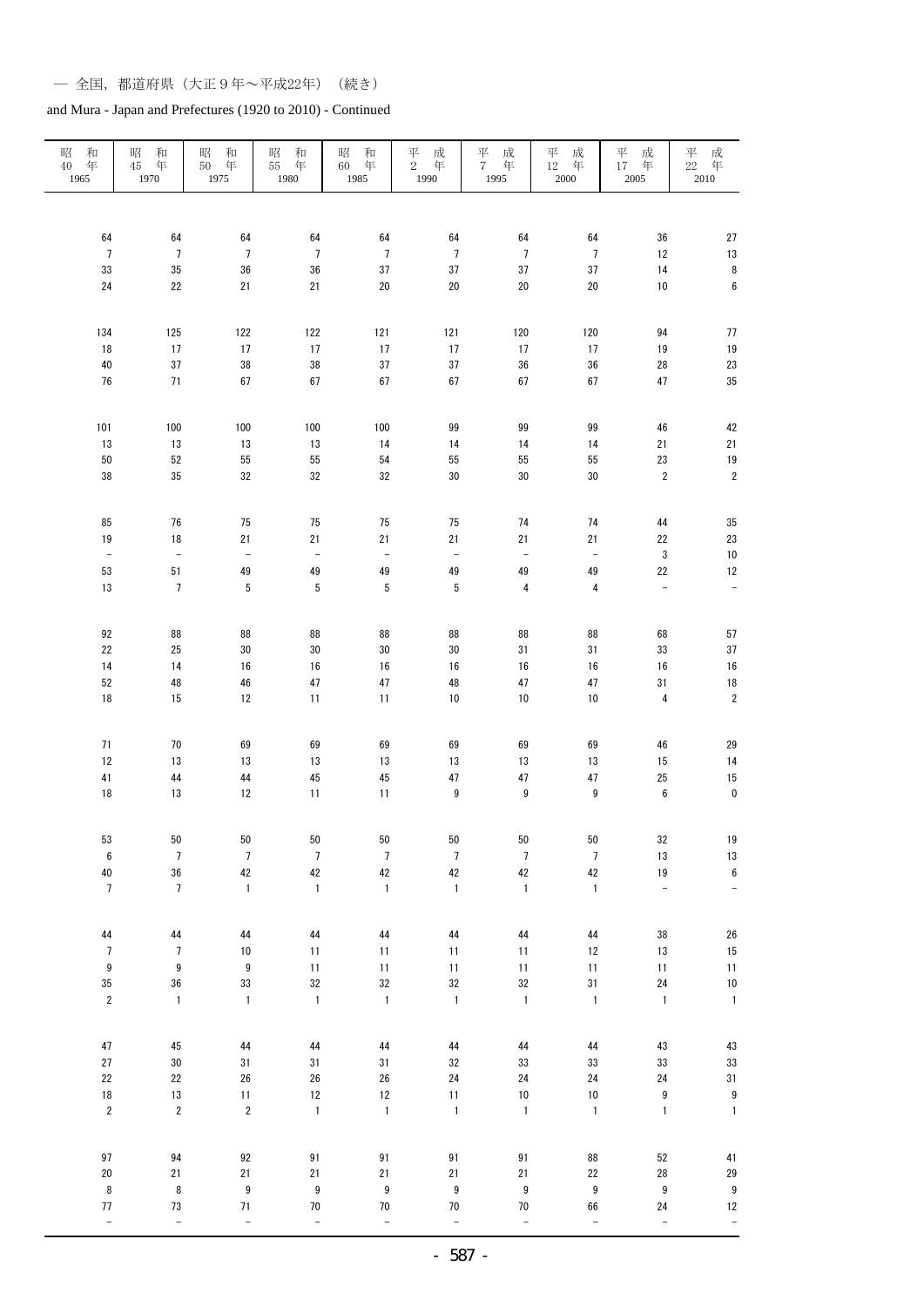— 全国，都道府県（大正９年～平成22年）（続き）

and Mura - Japan and Prefectures (1920 to 2010) - Continued

| 昭和40年 1965 | 昭和45年 1970 | 昭和50年 1975 | 昭和55年 1980 | 昭和60年 1985 | 平成2年 1990 | 平成7年 1995 | 平成12年 2000 | 平成17年 2005 | 平成22年 2010 |
|---|---|---|---|---|---|---|---|---|---|
| 64 | 64 | 64 | 64 | 64 | 64 | 64 | 64 | 36 | 27 |
| 7 | 7 | 7 | 7 | 7 | 7 | 7 | 7 | 12 | 13 |
| 33 | 35 | 36 | 36 | 37 | 37 | 37 | 37 | 14 | 8 |
| 24 | 22 | 21 | 21 | 20 | 20 | 20 | 20 | 10 | 6 |
| | | | | | | | | | |
| 134 | 125 | 122 | 122 | 121 | 121 | 120 | 120 | 94 | 77 |
| 18 | 17 | 17 | 17 | 17 | 17 | 17 | 17 | 19 | 19 |
| 40 | 37 | 38 | 38 | 37 | 37 | 36 | 36 | 28 | 23 |
| 76 | 71 | 67 | 67 | 67 | 67 | 67 | 67 | 47 | 35 |
| | | | | | | | | | |
| 101 | 100 | 100 | 100 | 100 | 99 | 99 | 99 | 46 | 42 |
| 13 | 13 | 13 | 13 | 14 | 14 | 14 | 14 | 21 | 21 |
| 50 | 52 | 55 | 55 | 54 | 55 | 55 | 55 | 23 | 19 |
| 38 | 35 | 32 | 32 | 32 | 30 | 30 | 30 | 2 | 2 |
| | | | | | | | | | |
| 85 | 76 | 75 | 75 | 75 | 75 | 74 | 74 | 44 | 35 |
| 19 | 18 | 21 | 21 | 21 | 21 | 21 | 21 | 22 | 23 |
| － | － | － | － | － | － | － | － | 3 | 10 |
| 53 | 51 | 49 | 49 | 49 | 49 | 49 | 49 | 22 | 12 |
| 13 | 7 | 5 | 5 | 5 | 5 | 4 | 4 | － | － |
| | | | | | | | | | |
| 92 | 88 | 88 | 88 | 88 | 88 | 88 | 88 | 68 | 57 |
| 22 | 25 | 30 | 30 | 30 | 30 | 31 | 31 | 33 | 37 |
| 14 | 14 | 16 | 16 | 16 | 16 | 16 | 16 | 16 | 16 |
| 52 | 48 | 46 | 47 | 47 | 48 | 47 | 47 | 31 | 18 |
| 18 | 15 | 12 | 11 | 11 | 10 | 10 | 10 | 4 | 2 |
| | | | | | | | | | |
| 71 | 70 | 69 | 69 | 69 | 69 | 69 | 69 | 46 | 29 |
| 12 | 13 | 13 | 13 | 13 | 13 | 13 | 13 | 15 | 14 |
| 41 | 44 | 44 | 45 | 45 | 47 | 47 | 47 | 25 | 15 |
| 18 | 13 | 12 | 11 | 11 | 9 | 9 | 9 | 6 | 0 |
| | | | | | | | | | |
| 53 | 50 | 50 | 50 | 50 | 50 | 50 | 50 | 32 | 19 |
| 6 | 7 | 7 | 7 | 7 | 7 | 7 | 7 | 13 | 13 |
| 40 | 36 | 42 | 42 | 42 | 42 | 42 | 42 | 19 | 6 |
| 7 | 7 | 1 | 1 | 1 | 1 | 1 | 1 | － | － |
| | | | | | | | | | |
| 44 | 44 | 44 | 44 | 44 | 44 | 44 | 44 | 38 | 26 |
| 7 | 7 | 10 | 11 | 11 | 11 | 11 | 12 | 13 | 15 |
| 9 | 9 | 9 | 11 | 11 | 11 | 11 | 11 | 11 | 11 |
| 35 | 36 | 33 | 32 | 32 | 32 | 32 | 31 | 24 | 10 |
| 2 | 1 | 1 | 1 | 1 | 1 | 1 | 1 | 1 | 1 |
| | | | | | | | | | |
| 47 | 45 | 44 | 44 | 44 | 44 | 44 | 44 | 43 | 43 |
| 27 | 30 | 31 | 31 | 31 | 32 | 33 | 33 | 33 | 33 |
| 22 | 22 | 26 | 26 | 26 | 24 | 24 | 24 | 24 | 31 |
| 18 | 13 | 11 | 12 | 12 | 11 | 10 | 10 | 9 | 9 |
| 2 | 2 | 2 | 1 | 1 | 1 | 1 | 1 | 1 | 1 |
| | | | | | | | | | |
| 97 | 94 | 92 | 91 | 91 | 91 | 91 | 88 | 52 | 41 |
| 20 | 21 | 21 | 21 | 21 | 21 | 21 | 22 | 28 | 29 |
| 8 | 8 | 9 | 9 | 9 | 9 | 9 | 9 | 9 | 9 |
| 77 | 73 | 71 | 70 | 70 | 70 | 70 | 66 | 24 | 12 |
| － | － | － | － | － | － | － | － | － | － |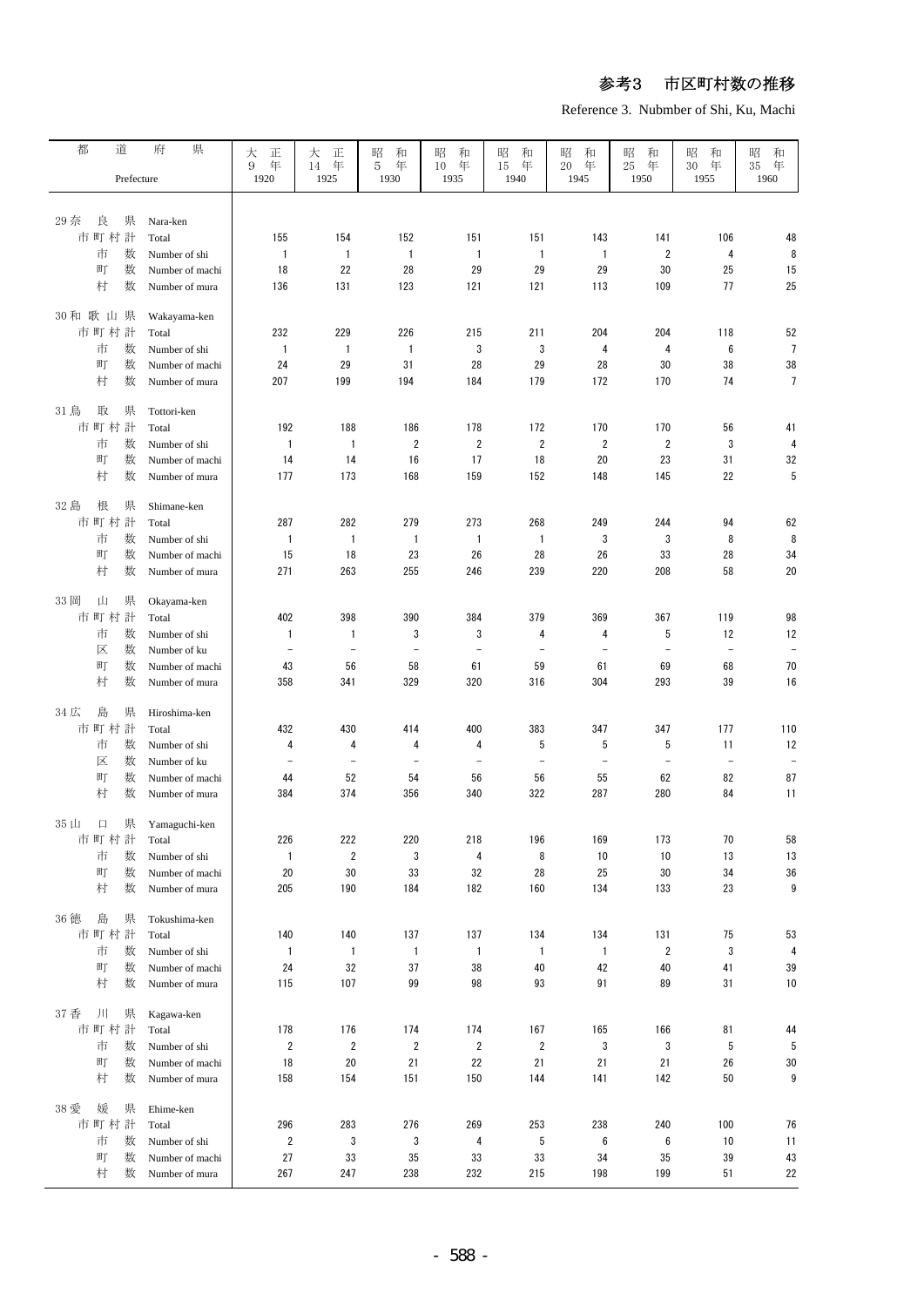# 参考3　市区町村数の推移

Reference 3. Nubmber of Shi, Ku, Machi

| 都道府県 | Prefecture | 大正9年 1920 | 大正14年 1925 | 昭和5年 1930 | 昭和10年 1935 | 昭和15年 1940 | 昭和20年 1945 | 昭和25年 1950 | 昭和30年 1955 | 昭和35年 1960 |
|---|---|---|---|---|---|---|---|---|---|---|
| 29奈良県 | Nara-ken | | | | | | | | | |
| 市町村計 | Total | 155 | 154 | 152 | 151 | 151 | 143 | 141 | 106 | 48 |
| 市数 | Number of shi | 1 | 1 | 1 | 1 | 1 | 1 | 2 | 4 | 8 |
| 町数 | Number of machi | 18 | 22 | 28 | 29 | 29 | 29 | 30 | 25 | 15 |
| 村数 | Number of mura | 136 | 131 | 123 | 121 | 121 | 113 | 109 | 77 | 25 |
| 30和歌山県 | Wakayama-ken | | | | | | | | | |
| 市町村計 | Total | 232 | 229 | 226 | 215 | 211 | 204 | 204 | 118 | 52 |
| 市数 | Number of shi | 1 | 1 | 1 | 3 | 3 | 4 | 4 | 6 | 7 |
| 町数 | Number of machi | 24 | 29 | 31 | 28 | 29 | 28 | 30 | 38 | 38 |
| 村数 | Number of mura | 207 | 199 | 194 | 184 | 179 | 172 | 170 | 74 | 7 |
| 31鳥取県 | Tottori-ken | | | | | | | | | |
| 市町村計 | Total | 192 | 188 | 186 | 178 | 172 | 170 | 170 | 56 | 41 |
| 市数 | Number of shi | 1 | 1 | 2 | 2 | 2 | 2 | 2 | 3 | 4 |
| 町数 | Number of machi | 14 | 14 | 16 | 17 | 18 | 20 | 23 | 31 | 32 |
| 村数 | Number of mura | 177 | 173 | 168 | 159 | 152 | 148 | 145 | 22 | 5 |
| 32島根県 | Shimane-ken | | | | | | | | | |
| 市町村計 | Total | 287 | 282 | 279 | 273 | 268 | 249 | 244 | 94 | 62 |
| 市数 | Number of shi | 1 | 1 | 1 | 1 | 1 | 3 | 3 | 8 | 8 |
| 町数 | Number of machi | 15 | 18 | 23 | 26 | 28 | 26 | 33 | 28 | 34 |
| 村数 | Number of mura | 271 | 263 | 255 | 246 | 239 | 220 | 208 | 58 | 20 |
| 33岡山県 | Okayama-ken | | | | | | | | | |
| 市町村計 | Total | 402 | 398 | 390 | 384 | 379 | 369 | 367 | 119 | 98 |
| 市数 | Number of shi | 1 | 1 | 3 | 3 | 4 | 4 | 5 | 12 | 12 |
| 区数 | Number of ku | − | − | − | − | − | − | − | − | − |
| 町数 | Number of machi | 43 | 56 | 58 | 61 | 59 | 61 | 69 | 68 | 70 |
| 村数 | Number of mura | 358 | 341 | 329 | 320 | 316 | 304 | 293 | 39 | 16 |
| 34広島県 | Hiroshima-ken | | | | | | | | | |
| 市町村計 | Total | 432 | 430 | 414 | 400 | 383 | 347 | 347 | 177 | 110 |
| 市数 | Number of shi | 4 | 4 | 4 | 4 | 5 | 5 | 5 | 11 | 12 |
| 区数 | Number of ku | − | − | − | − | − | − | − | − | − |
| 町数 | Number of machi | 44 | 52 | 54 | 56 | 56 | 55 | 62 | 82 | 87 |
| 村数 | Number of mura | 384 | 374 | 356 | 340 | 322 | 287 | 280 | 84 | 11 |
| 35山口県 | Yamaguchi-ken | | | | | | | | | |
| 市町村計 | Total | 226 | 222 | 220 | 218 | 196 | 169 | 173 | 70 | 58 |
| 市数 | Number of shi | 1 | 2 | 3 | 4 | 8 | 10 | 10 | 13 | 13 |
| 町数 | Number of machi | 20 | 30 | 33 | 32 | 28 | 25 | 30 | 34 | 36 |
| 村数 | Number of mura | 205 | 190 | 184 | 182 | 160 | 134 | 133 | 23 | 9 |
| 36徳島県 | Tokushima-ken | | | | | | | | | |
| 市町村計 | Total | 140 | 140 | 137 | 137 | 134 | 134 | 131 | 75 | 53 |
| 市数 | Number of shi | 1 | 1 | 1 | 1 | 1 | 1 | 2 | 3 | 4 |
| 町数 | Number of machi | 24 | 32 | 37 | 38 | 40 | 42 | 40 | 41 | 39 |
| 村数 | Number of mura | 115 | 107 | 99 | 98 | 93 | 91 | 89 | 31 | 10 |
| 37香川県 | Kagawa-ken | | | | | | | | | |
| 市町村計 | Total | 178 | 176 | 174 | 174 | 167 | 165 | 166 | 81 | 44 |
| 市数 | Number of shi | 2 | 2 | 2 | 2 | 2 | 3 | 3 | 5 | 5 |
| 町数 | Number of machi | 18 | 20 | 21 | 22 | 21 | 21 | 21 | 26 | 30 |
| 村数 | Number of mura | 158 | 154 | 151 | 150 | 144 | 141 | 142 | 50 | 9 |
| 38愛媛県 | Ehime-ken | | | | | | | | | |
| 市町村計 | Total | 296 | 283 | 276 | 269 | 253 | 238 | 240 | 100 | 76 |
| 市数 | Number of shi | 2 | 3 | 3 | 4 | 5 | 6 | 6 | 10 | 11 |
| 町数 | Number of machi | 27 | 33 | 35 | 33 | 33 | 34 | 35 | 39 | 43 |
| 村数 | Number of mura | 267 | 247 | 238 | 232 | 215 | 198 | 199 | 51 | 22 |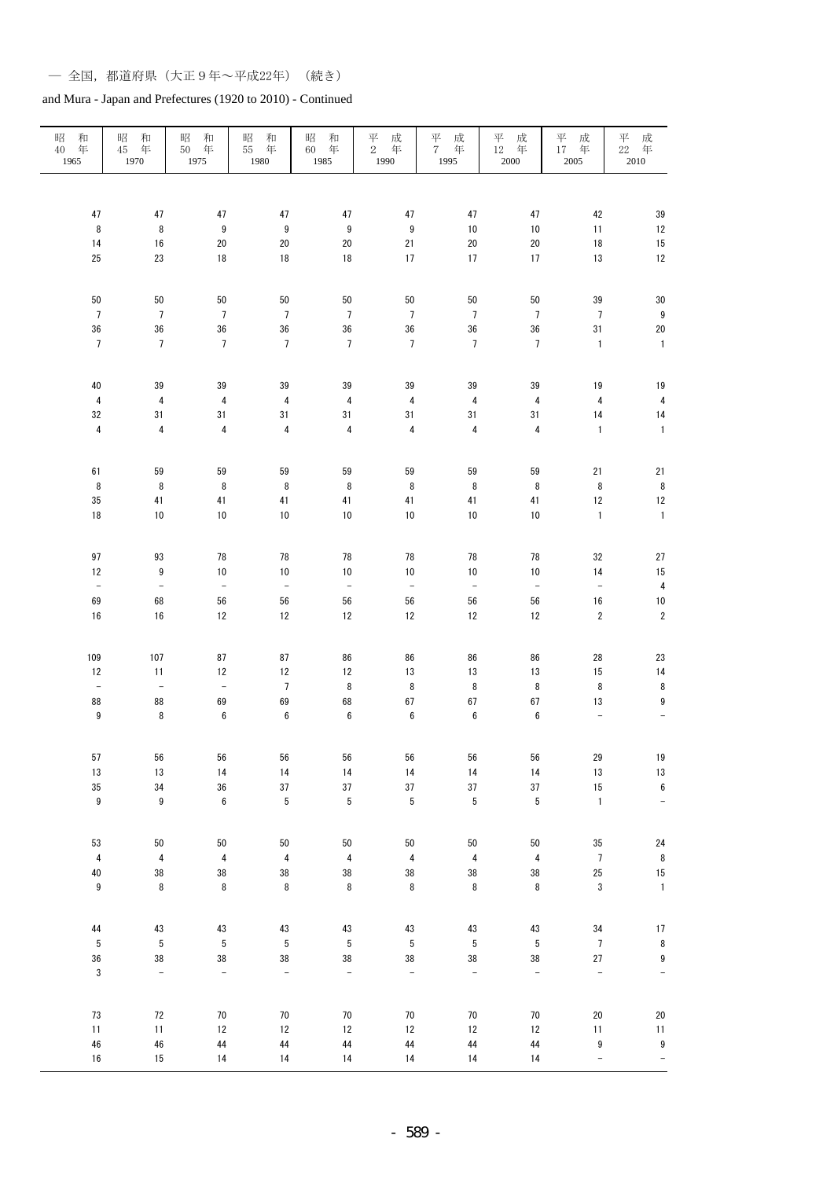— 全国，都道府県（大正９年～平成22年）（続き）

and Mura - Japan and Prefectures (1920 to 2010) - Continued

| 昭和40年 1965 | 昭和45年 1970 | 昭和50年 1975 | 昭和55年 1980 | 昭和60年 1985 | 平成2年 1990 | 平成7年 1995 | 平成12年 2000 | 平成17年 2005 | 平成22年 2010 |
|---|---|---|---|---|---|---|---|---|---|
| | | | | | | | | | |
| 47 | 47 | 47 | 47 | 47 | 47 | 47 | 47 | 42 | 39 |
| 8 | 8 | 9 | 9 | 9 | 9 | 10 | 10 | 11 | 12 |
| 14 | 16 | 20 | 20 | 20 | 21 | 20 | 20 | 18 | 15 |
| 25 | 23 | 18 | 18 | 18 | 17 | 17 | 17 | 13 | 12 |
| | | | | | | | | | |
| 50 | 50 | 50 | 50 | 50 | 50 | 50 | 50 | 39 | 30 |
| 7 | 7 | 7 | 7 | 7 | 7 | 7 | 7 | 7 | 9 |
| 36 | 36 | 36 | 36 | 36 | 36 | 36 | 36 | 31 | 20 |
| 7 | 7 | 7 | 7 | 7 | 7 | 7 | 7 | 1 | 1 |
| | | | | | | | | | |
| 40 | 39 | 39 | 39 | 39 | 39 | 39 | 39 | 19 | 19 |
| 4 | 4 | 4 | 4 | 4 | 4 | 4 | 4 | 4 | 4 |
| 32 | 31 | 31 | 31 | 31 | 31 | 31 | 31 | 14 | 14 |
| 4 | 4 | 4 | 4 | 4 | 4 | 4 | 4 | 1 | 1 |
| | | | | | | | | | |
| 61 | 59 | 59 | 59 | 59 | 59 | 59 | 59 | 21 | 21 |
| 8 | 8 | 8 | 8 | 8 | 8 | 8 | 8 | 8 | 8 |
| 35 | 41 | 41 | 41 | 41 | 41 | 41 | 41 | 12 | 12 |
| 18 | 10 | 10 | 10 | 10 | 10 | 10 | 10 | 1 | 1 |
| | | | | | | | | | |
| 97 | 93 | 78 | 78 | 78 | 78 | 78 | 78 | 32 | 27 |
| 12 | 9 | 10 | 10 | 10 | 10 | 10 | 10 | 14 | 15 |
| − | − | − | − | − | − | − | − | − | 4 |
| 69 | 68 | 56 | 56 | 56 | 56 | 56 | 56 | 16 | 10 |
| 16 | 16 | 12 | 12 | 12 | 12 | 12 | 12 | 2 | 2 |
| | | | | | | | | | |
| 109 | 107 | 87 | 87 | 86 | 86 | 86 | 86 | 28 | 23 |
| 12 | 11 | 12 | 12 | 12 | 13 | 13 | 13 | 15 | 14 |
| − | − | − | 7 | 8 | 8 | 8 | 8 | 8 | 8 |
| 88 | 88 | 69 | 69 | 68 | 67 | 67 | 67 | 13 | 9 |
| 9 | 8 | 6 | 6 | 6 | 6 | 6 | 6 | − | − |
| | | | | | | | | | |
| 57 | 56 | 56 | 56 | 56 | 56 | 56 | 56 | 29 | 19 |
| 13 | 13 | 14 | 14 | 14 | 14 | 14 | 14 | 13 | 13 |
| 35 | 34 | 36 | 37 | 37 | 37 | 37 | 37 | 15 | 6 |
| 9 | 9 | 6 | 5 | 5 | 5 | 5 | 5 | 1 | − |
| | | | | | | | | | |
| 53 | 50 | 50 | 50 | 50 | 50 | 50 | 50 | 35 | 24 |
| 4 | 4 | 4 | 4 | 4 | 4 | 4 | 4 | 7 | 8 |
| 40 | 38 | 38 | 38 | 38 | 38 | 38 | 38 | 25 | 15 |
| 9 | 8 | 8 | 8 | 8 | 8 | 8 | 8 | 3 | 1 |
| | | | | | | | | | |
| 44 | 43 | 43 | 43 | 43 | 43 | 43 | 43 | 34 | 17 |
| 5 | 5 | 5 | 5 | 5 | 5 | 5 | 5 | 7 | 8 |
| 36 | 38 | 38 | 38 | 38 | 38 | 38 | 38 | 27 | 9 |
| 3 | − | − | − | − | − | − | − | − | − |
| | | | | | | | | | |
| 73 | 72 | 70 | 70 | 70 | 70 | 70 | 70 | 20 | 20 |
| 11 | 11 | 12 | 12 | 12 | 12 | 12 | 12 | 11 | 11 |
| 46 | 46 | 44 | 44 | 44 | 44 | 44 | 44 | 9 | 9 |
| 16 | 15 | 14 | 14 | 14 | 14 | 14 | 14 | − | − |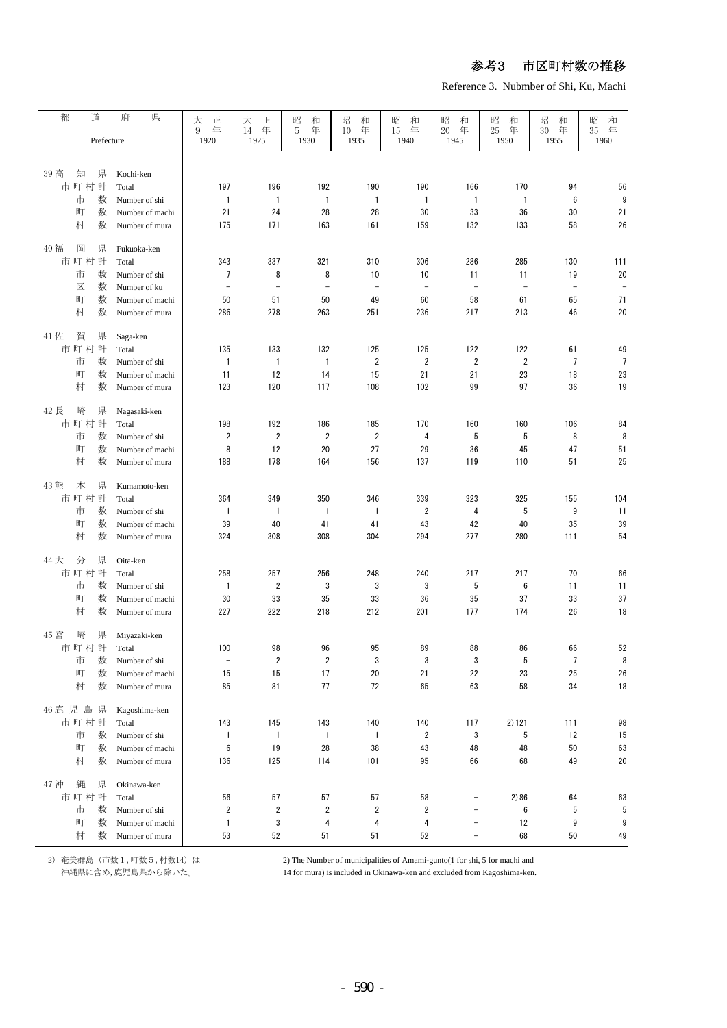# 参考3　市区町村数の推移

Reference 3. Nubmber of Shi, Ku, Machi

| 都道府県 | Prefecture | 大正9年 1920 | 大正14年 1925 | 昭和5年 1930 | 昭和10年 1935 | 昭和15年 1940 | 昭和20年 1945 | 昭和25年 1950 | 昭和30年 1955 | 昭和35年 1960 |
|---|---|---|---|---|---|---|---|---|---|---|
| 39 高知県 | Kochi-ken | | | | | | | | | |
| 市町村計 | Total | 197 | 196 | 192 | 190 | 190 | 166 | 170 | 94 | 56 |
| 市数 | Number of shi | 1 | 1 | 1 | 1 | 1 | 1 | 1 | 6 | 9 |
| 町数 | Number of machi | 21 | 24 | 28 | 28 | 30 | 33 | 36 | 30 | 21 |
| 村数 | Number of mura | 175 | 171 | 163 | 161 | 159 | 132 | 133 | 58 | 26 |
| 40 福岡県 | Fukuoka-ken | | | | | | | | | |
| 市町村計 | Total | 343 | 337 | 321 | 310 | 306 | 286 | 285 | 130 | 111 |
| 市数 | Number of shi | 7 | 8 | 8 | 10 | 10 | 11 | 11 | 19 | 20 |
| 区数 | Number of ku | − | − | − | − | − | − | − | − | − |
| 町数 | Number of machi | 50 | 51 | 50 | 49 | 60 | 58 | 61 | 65 | 71 |
| 村数 | Number of mura | 286 | 278 | 263 | 251 | 236 | 217 | 213 | 46 | 20 |
| 41 佐賀県 | Saga-ken | | | | | | | | | |
| 市町村計 | Total | 135 | 133 | 132 | 125 | 125 | 122 | 122 | 61 | 49 |
| 市数 | Number of shi | 1 | 1 | 1 | 2 | 2 | 2 | 2 | 7 | 7 |
| 町数 | Number of machi | 11 | 12 | 14 | 15 | 21 | 21 | 23 | 18 | 23 |
| 村数 | Number of mura | 123 | 120 | 117 | 108 | 102 | 99 | 97 | 36 | 19 |
| 42 長崎県 | Nagasaki-ken | | | | | | | | | |
| 市町村計 | Total | 198 | 192 | 186 | 185 | 170 | 160 | 160 | 106 | 84 |
| 市数 | Number of shi | 2 | 2 | 2 | 2 | 4 | 5 | 5 | 8 | 8 |
| 町数 | Number of machi | 8 | 12 | 20 | 27 | 29 | 36 | 45 | 47 | 51 |
| 村数 | Number of mura | 188 | 178 | 164 | 156 | 137 | 119 | 110 | 51 | 25 |
| 43 熊本県 | Kumamoto-ken | | | | | | | | | |
| 市町村計 | Total | 364 | 349 | 350 | 346 | 339 | 323 | 325 | 155 | 104 |
| 市数 | Number of shi | 1 | 1 | 1 | 1 | 2 | 4 | 5 | 9 | 11 |
| 町数 | Number of machi | 39 | 40 | 41 | 41 | 43 | 42 | 40 | 35 | 39 |
| 村数 | Number of mura | 324 | 308 | 308 | 304 | 294 | 277 | 280 | 111 | 54 |
| 44 大分県 | Oita-ken | | | | | | | | | |
| 市町村計 | Total | 258 | 257 | 256 | 248 | 240 | 217 | 217 | 70 | 66 |
| 市数 | Number of shi | 1 | 2 | 3 | 3 | 3 | 5 | 6 | 11 | 11 |
| 町数 | Number of machi | 30 | 33 | 35 | 33 | 36 | 35 | 37 | 33 | 37 |
| 村数 | Number of mura | 227 | 222 | 218 | 212 | 201 | 177 | 174 | 26 | 18 |
| 45 宮崎県 | Miyazaki-ken | | | | | | | | | |
| 市町村計 | Total | 100 | 98 | 96 | 95 | 89 | 88 | 86 | 66 | 52 |
| 市数 | Number of shi | − | 2 | 2 | 3 | 3 | 3 | 5 | 7 | 8 |
| 町数 | Number of machi | 15 | 15 | 17 | 20 | 21 | 22 | 23 | 25 | 26 |
| 村数 | Number of mura | 85 | 81 | 77 | 72 | 65 | 63 | 58 | 34 | 18 |
| 46 鹿児島県 | Kagoshima-ken | | | | | | | | | |
| 市町村計 | Total | 143 | 145 | 143 | 140 | 140 | 117 | 2) 121 | 111 | 98 |
| 市数 | Number of shi | 1 | 1 | 1 | 1 | 2 | 3 | 5 | 12 | 15 |
| 町数 | Number of machi | 6 | 19 | 28 | 38 | 43 | 48 | 48 | 50 | 63 |
| 村数 | Number of mura | 136 | 125 | 114 | 101 | 95 | 66 | 68 | 49 | 20 |
| 47 沖縄県 | Okinawa-ken | | | | | | | | | |
| 市町村計 | Total | 56 | 57 | 57 | 57 | 58 | − | 2) 86 | 64 | 63 |
| 市数 | Number of shi | 2 | 2 | 2 | 2 | 2 | − | 6 | 5 | 5 |
| 町数 | Number of machi | 1 | 3 | 4 | 4 | 4 | − | 12 | 9 | 9 |
| 村数 | Number of mura | 53 | 52 | 51 | 51 | 52 | − | 68 | 50 | 49 |

2）奄美群島（市数1，町数5，村数14）は沖縄県に含め，鹿児島県から除いた。

2) The Number of municipalities of Amami-gunto(1 for shi, 5 for machi and 14 for mura) is included in Okinawa-ken and excluded from Kagoshima-ken.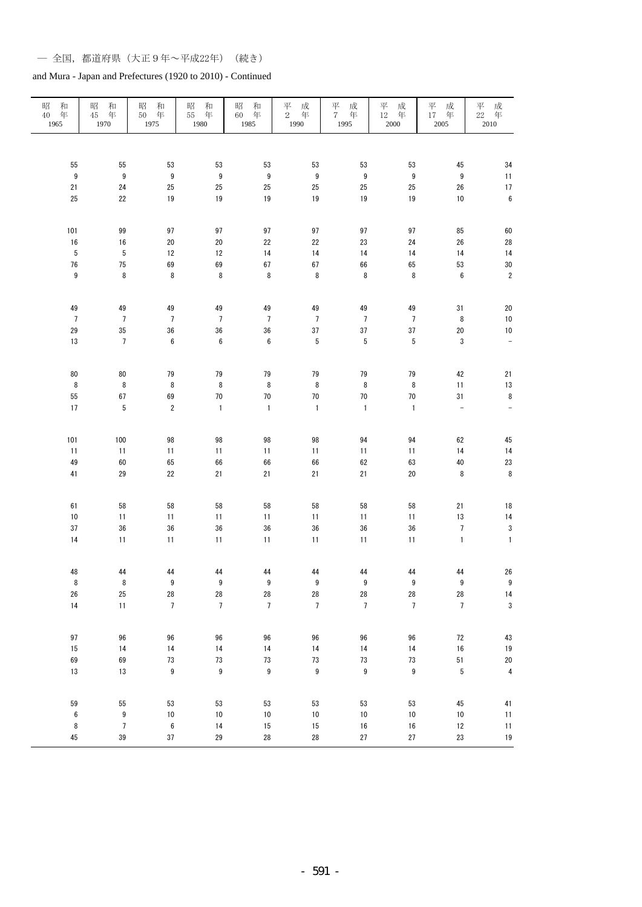— 全国，都道府県（大正９年～平成22年）（続き）

and Mura - Japan and Prefectures (1920 to 2010) - Continued

| 昭和40年 1965 | 昭和45年 1970 | 昭和50年 1975 | 昭和55年 1980 | 昭和60年 1985 | 平成2年 1990 | 平成7年 1995 | 平成12年 2000 | 平成17年 2005 | 平成22年 2010 |
|---|---|---|---|---|---|---|---|---|---|
| 55 | 55 | 53 | 53 | 53 | 53 | 53 | 53 | 45 | 34 |
| 9 | 9 | 9 | 9 | 9 | 9 | 9 | 9 | 9 | 11 |
| 21 | 24 | 25 | 25 | 25 | 25 | 25 | 25 | 26 | 17 |
| 25 | 22 | 19 | 19 | 19 | 19 | 19 | 19 | 10 | 6 |
| | | | | | | | | | |
| 101 | 99 | 97 | 97 | 97 | 97 | 97 | 97 | 85 | 60 |
| 16 | 16 | 20 | 20 | 22 | 22 | 23 | 24 | 26 | 28 |
| 5 | 5 | 12 | 12 | 14 | 14 | 14 | 14 | 14 | 14 |
| 76 | 75 | 69 | 69 | 67 | 67 | 66 | 65 | 53 | 30 |
| 9 | 8 | 8 | 8 | 8 | 8 | 8 | 8 | 6 | 2 |
| | | | | | | | | | |
| 49 | 49 | 49 | 49 | 49 | 49 | 49 | 49 | 31 | 20 |
| 7 | 7 | 7 | 7 | 7 | 7 | 7 | 7 | 8 | 10 |
| 29 | 35 | 36 | 36 | 36 | 37 | 37 | 37 | 20 | 10 |
| 13 | 7 | 6 | 6 | 6 | 5 | 5 | 5 | 3 | − |
| | | | | | | | | | |
| 80 | 80 | 79 | 79 | 79 | 79 | 79 | 79 | 42 | 21 |
| 8 | 8 | 8 | 8 | 8 | 8 | 8 | 8 | 11 | 13 |
| 55 | 67 | 69 | 70 | 70 | 70 | 70 | 70 | 31 | 8 |
| 17 | 5 | 2 | 1 | 1 | 1 | 1 | 1 | − | − |
| | | | | | | | | | |
| 101 | 100 | 98 | 98 | 98 | 98 | 94 | 94 | 62 | 45 |
| 11 | 11 | 11 | 11 | 11 | 11 | 11 | 11 | 14 | 14 |
| 49 | 60 | 65 | 66 | 66 | 66 | 62 | 63 | 40 | 23 |
| 41 | 29 | 22 | 21 | 21 | 21 | 21 | 20 | 8 | 8 |
| | | | | | | | | | |
| 61 | 58 | 58 | 58 | 58 | 58 | 58 | 58 | 21 | 18 |
| 10 | 11 | 11 | 11 | 11 | 11 | 11 | 11 | 13 | 14 |
| 37 | 36 | 36 | 36 | 36 | 36 | 36 | 36 | 7 | 3 |
| 14 | 11 | 11 | 11 | 11 | 11 | 11 | 11 | 1 | 1 |
| | | | | | | | | | |
| 48 | 44 | 44 | 44 | 44 | 44 | 44 | 44 | 44 | 26 |
| 8 | 8 | 9 | 9 | 9 | 9 | 9 | 9 | 9 | 9 |
| 26 | 25 | 28 | 28 | 28 | 28 | 28 | 28 | 28 | 14 |
| 14 | 11 | 7 | 7 | 7 | 7 | 7 | 7 | 7 | 3 |
| | | | | | | | | | |
| 97 | 96 | 96 | 96 | 96 | 96 | 96 | 96 | 72 | 43 |
| 15 | 14 | 14 | 14 | 14 | 14 | 14 | 14 | 16 | 19 |
| 69 | 69 | 73 | 73 | 73 | 73 | 73 | 73 | 51 | 20 |
| 13 | 13 | 9 | 9 | 9 | 9 | 9 | 9 | 5 | 4 |
| | | | | | | | | | |
| 59 | 55 | 53 | 53 | 53 | 53 | 53 | 53 | 45 | 41 |
| 6 | 9 | 10 | 10 | 10 | 10 | 10 | 10 | 10 | 11 |
| 8 | 7 | 6 | 14 | 15 | 15 | 16 | 16 | 12 | 11 |
| 45 | 39 | 37 | 29 | 28 | 28 | 27 | 27 | 23 | 19 |